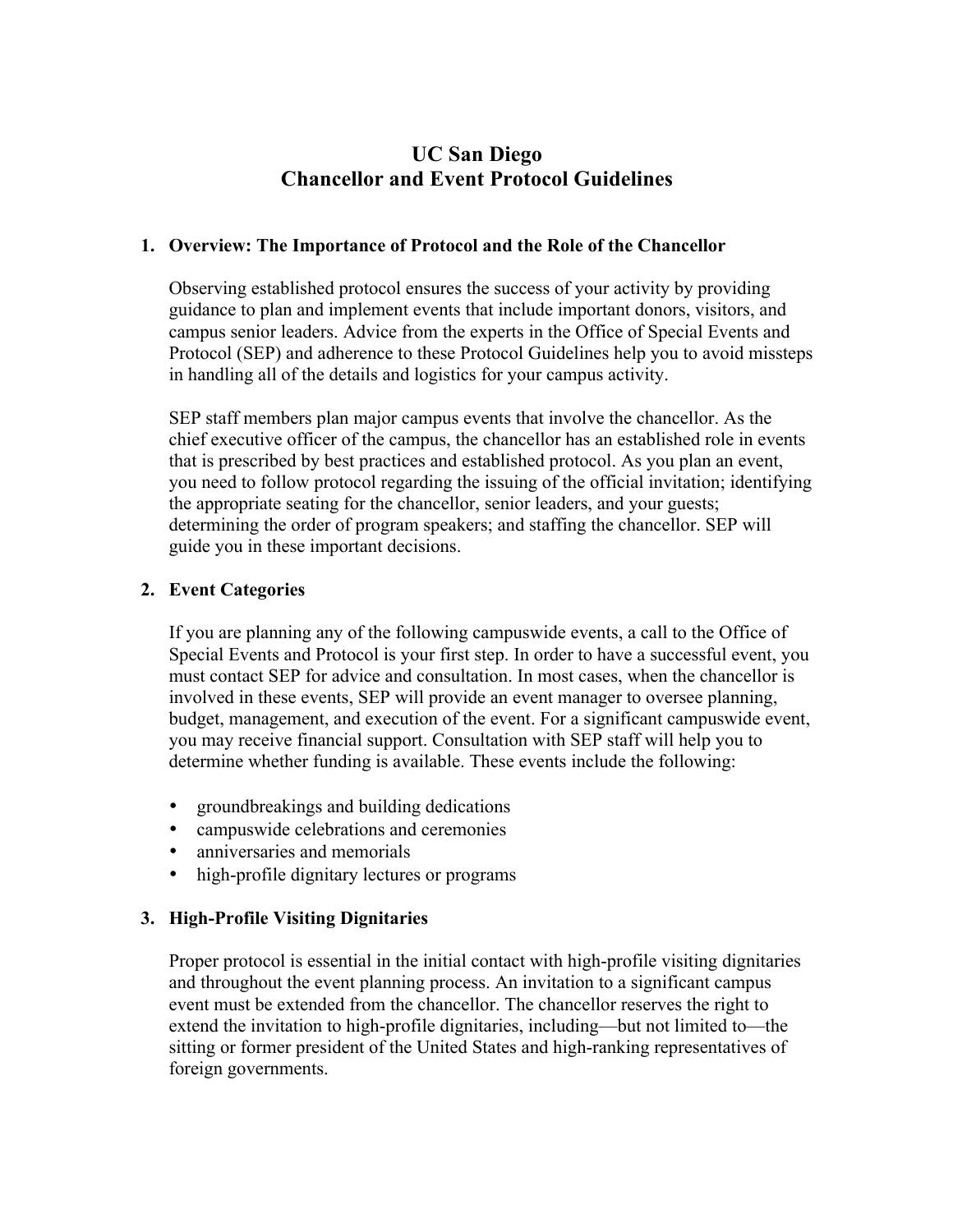# UC San Diego
# Chancellor and Event Protocol Guidelines

## 1. Overview: The Importance of Protocol and the Role of the Chancellor

Observing established protocol ensures the success of your activity by providing guidance to plan and implement events that include important donors, visitors, and campus senior leaders. Advice from the experts in the Office of Special Events and Protocol (SEP) and adherence to these Protocol Guidelines help you to avoid missteps in handling all of the details and logistics for your campus activity.

SEP staff members plan major campus events that involve the chancellor. As the chief executive officer of the campus, the chancellor has an established role in events that is prescribed by best practices and established protocol. As you plan an event, you need to follow protocol regarding the issuing of the official invitation; identifying the appropriate seating for the chancellor, senior leaders, and your guests; determining the order of program speakers; and staffing the chancellor. SEP will guide you in these important decisions.

## 2. Event Categories

If you are planning any of the following campuswide events, a call to the Office of Special Events and Protocol is your first step. In order to have a successful event, you must contact SEP for advice and consultation. In most cases, when the chancellor is involved in these events, SEP will provide an event manager to oversee planning, budget, management, and execution of the event. For a significant campuswide event, you may receive financial support. Consultation with SEP staff will help you to determine whether funding is available. These events include the following:

- groundbreakings and building dedications
- campuswide celebrations and ceremonies
- anniversaries and memorials
- high-profile dignitary lectures or programs

## 3. High-Profile Visiting Dignitaries

Proper protocol is essential in the initial contact with high-profile visiting dignitaries and throughout the event planning process. An invitation to a significant campus event must be extended from the chancellor. The chancellor reserves the right to extend the invitation to high-profile dignitaries, including—but not limited to—the sitting or former president of the United States and high-ranking representatives of foreign governments.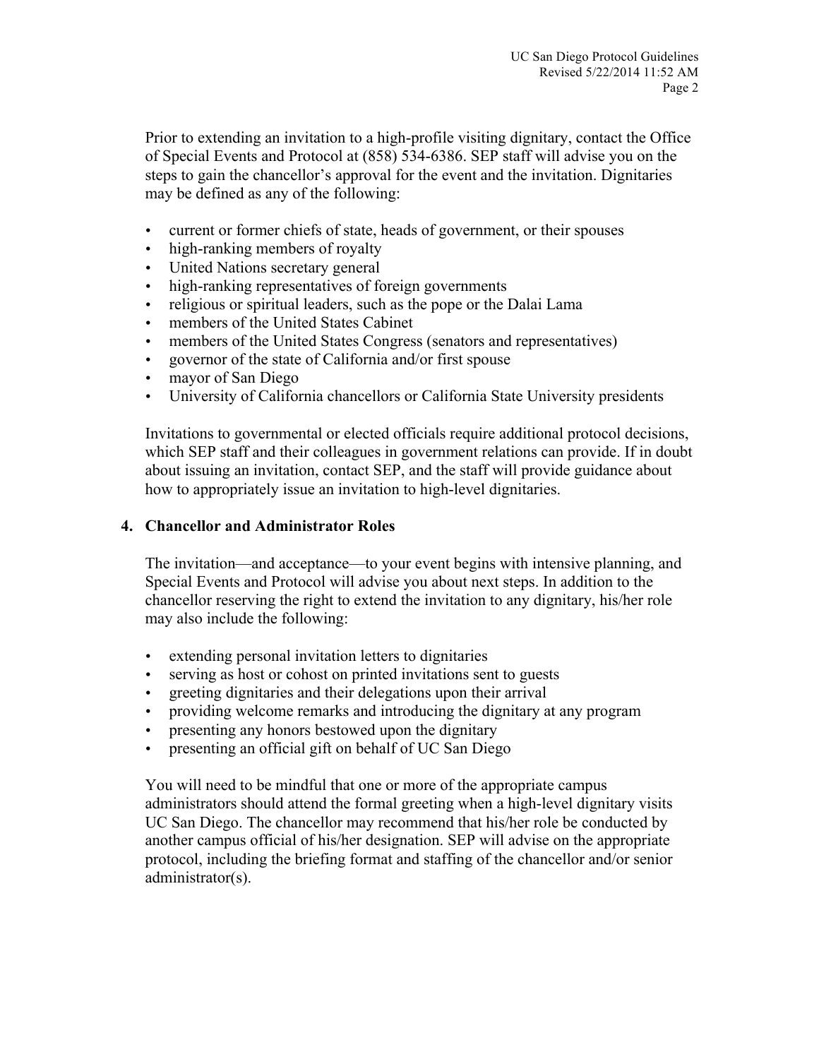Prior to extending an invitation to a high-profile visiting dignitary, contact the Office of Special Events and Protocol at (858) 534-6386. SEP staff will advise you on the steps to gain the chancellor's approval for the event and the invitation. Dignitaries may be defined as any of the following:

- current or former chiefs of state, heads of government, or their spouses
- high-ranking members of royalty
- United Nations secretary general
- high-ranking representatives of foreign governments
- religious or spiritual leaders, such as the pope or the Dalai Lama
- members of the United States Cabinet
- members of the United States Congress (senators and representatives)
- governor of the state of California and/or first spouse
- mayor of San Diego
- University of California chancellors or California State University presidents

Invitations to governmental or elected officials require additional protocol decisions, which SEP staff and their colleagues in government relations can provide. If in doubt about issuing an invitation, contact SEP, and the staff will provide guidance about how to appropriately issue an invitation to high-level dignitaries.

## 4. Chancellor and Administrator Roles

The invitation—and acceptance—to your event begins with intensive planning, and Special Events and Protocol will advise you about next steps. In addition to the chancellor reserving the right to extend the invitation to any dignitary, his/her role may also include the following:

- extending personal invitation letters to dignitaries
- serving as host or cohost on printed invitations sent to guests
- greeting dignitaries and their delegations upon their arrival
- providing welcome remarks and introducing the dignitary at any program
- presenting any honors bestowed upon the dignitary
- presenting an official gift on behalf of UC San Diego

You will need to be mindful that one or more of the appropriate campus administrators should attend the formal greeting when a high-level dignitary visits UC San Diego. The chancellor may recommend that his/her role be conducted by another campus official of his/her designation. SEP will advise on the appropriate protocol, including the briefing format and staffing of the chancellor and/or senior administrator(s).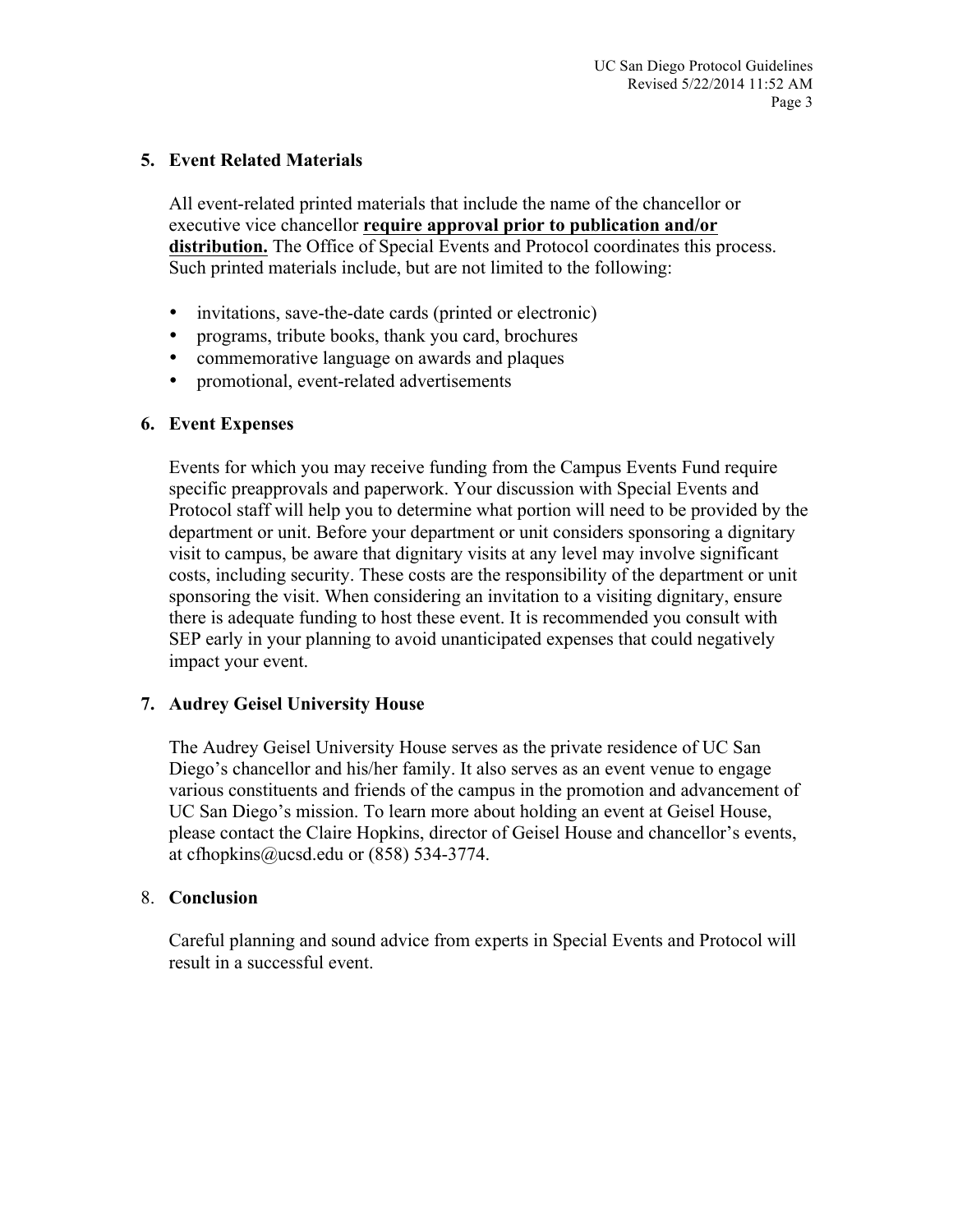## 5. Event Related Materials

All event-related printed materials that include the name of the chancellor or executive vice chancellor **require approval prior to publication and/or distribution.** The Office of Special Events and Protocol coordinates this process. Such printed materials include, but are not limited to the following:

- invitations, save-the-date cards (printed or electronic)
- programs, tribute books, thank you card, brochures
- commemorative language on awards and plaques
- promotional, event-related advertisements

## 6. Event Expenses

Events for which you may receive funding from the Campus Events Fund require specific preapprovals and paperwork. Your discussion with Special Events and Protocol staff will help you to determine what portion will need to be provided by the department or unit. Before your department or unit considers sponsoring a dignitary visit to campus, be aware that dignitary visits at any level may involve significant costs, including security. These costs are the responsibility of the department or unit sponsoring the visit. When considering an invitation to a visiting dignitary, ensure there is adequate funding to host these event. It is recommended you consult with SEP early in your planning to avoid unanticipated expenses that could negatively impact your event.

## 7. Audrey Geisel University House

The Audrey Geisel University House serves as the private residence of UC San Diego's chancellor and his/her family. It also serves as an event venue to engage various constituents and friends of the campus in the promotion and advancement of UC San Diego's mission. To learn more about holding an event at Geisel House, please contact the Claire Hopkins, director of Geisel House and chancellor's events, at cfhopkins@ucsd.edu or (858) 534-3774.

## 8. Conclusion

Careful planning and sound advice from experts in Special Events and Protocol will result in a successful event.